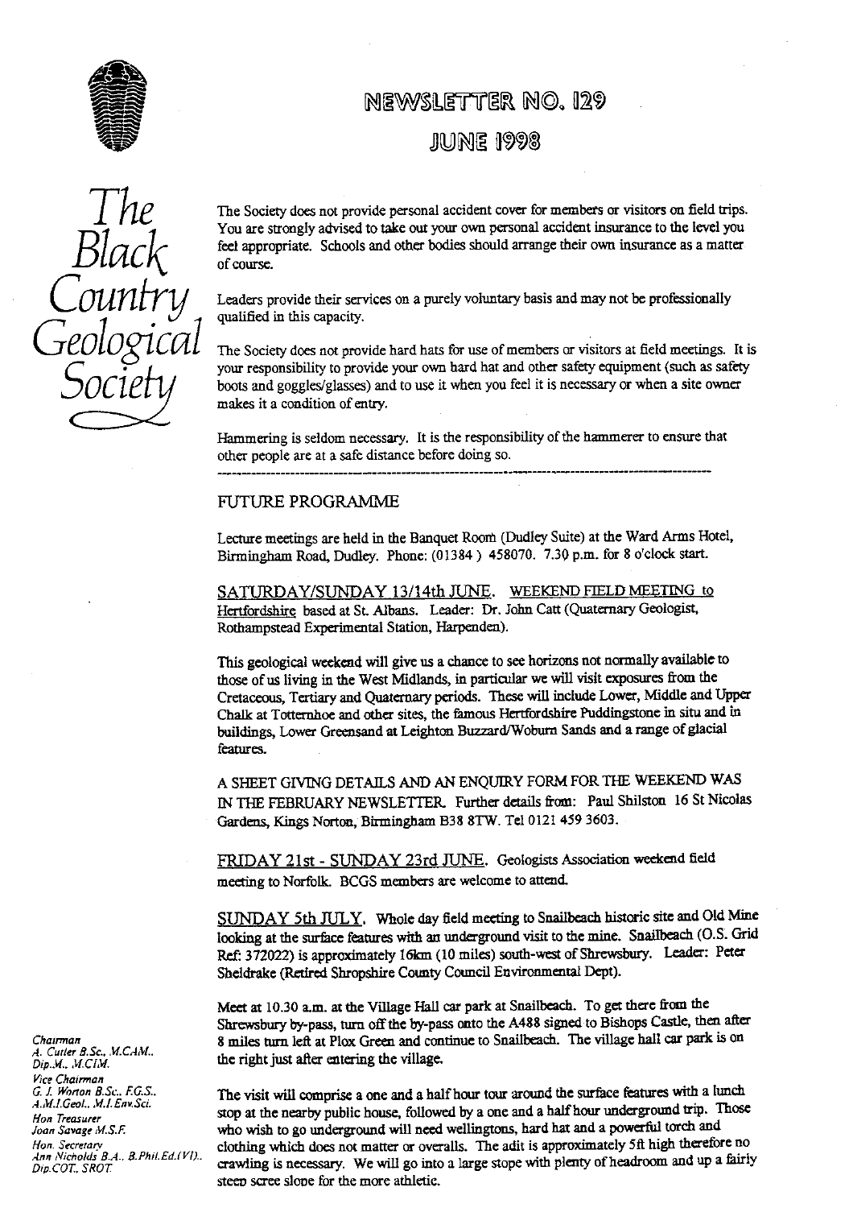# NEWSLETTER NO. 129

## JUNE 1998

*The Black Country Geological Society*

The Society does not provide personal accident cover for members or visitors on field trips. You are strongly advised to take out your own personal accident insurance to the level you feel appropriate. Schools and other bodies should arrange their own insurance as a matter of course.

Leaders provide their services on a purely voluntary basis and may not be professionally qualified in this capacity.

The Society does not provide hard hats for use of members or visitors at field meetings. It is your responsibility to provide your own hard hat and other safety equipment (such as safety boots and goggles/glasses) and to use it when you feel it is necessary or when a site owner makes it a condition of entry.

Hammering is seldom necessary. It is the responsibility of the hammerer to ensure that other people are at a safe distance before doing so.

---

### FUTURE PROGRAMME

Lecture meetings are held in the Banquet Room (Dudley Suite) at the Ward Arms Hotel, Birmingham Road, Dudley. Phone: (01384 ) 458070. 7.30 p.m. for 8 o'clock start.

SATURDAY/SUNDAY 13/14th JUNE. WEEKEND FIELD MEETING to Hertfordshire based at St. Albans. Leader: Dr. John Catt (Quaternary Geologist, Rothampstead Experimental Station, Harpenden).

This geological weekend will give us a chance to see horizons not normally available to those of us living in the West Midlands, in particular we will visit exposures from the Cretaceous, Tertiary and Quaternary periods. These will include Lower, Middle and Upper Chalk at Totternhoe and other sites, the famous Hertfordshire Puddingstone in situ and in buildings, Lower Greensand at Leighton Buzzard/Woburn Sands and a range of glacial features.

A SHEET GIVING DETAILS AND AN ENQUIRY FORM FOR THE WEEKEND WAS IN THE FEBRUARY NEWSLETTER. Further details from: Paul Shilston 16 St Nicolas Gardens, Kings Norton, Birmingham B38 8TW. Tel 0121 459 3603.

FRIDAY 21st - SUNDAY 23rd JUNE. Geologists Association weekend field meeting to Norfolk. BCGS members are welcome to attend.

SUNDAY 5th JULY. Whole day field meeting to Snailbeach historic site and Old Mine looking at the surface features with an underground visit to the mine. Snailbeach (O.S. Grid Ref: 372022) is approximately 16km (10 miles) south-west of Shrewsbury. Leader: Peter Sheldrake (Retired Shropshire County Council Environmental Dept).

Meet at 10.30 a.m. at the Village Hall car park at Snailbeach. To get there from the Shrewsbury by-pass, turn off the by-pass onto the A488 signed to Bishops Castle, then after 8 miles turn left at Plox Green and continue to Snailbeach. The village hall car park is on the right just after entering the village.

The visit will comprise a one and a half hour tour around the surface features with a lunch stop at the nearby public house, followed by a one and a half hour underground trip. Those who wish to go underground will need wellingtons, hard hat and a powerful torch and clothing which does not matter or overalls. The adit is approximately 5ft high therefore no crawling is necessary. We will go into a large stope with plenty of headroom and up a fairly steep scree slope for the more athletic.

*Chairman*
A. Cutler B.Sc., M.CAM., Dip.M., M.CIM.

*Vice Chairman*
G. J. Worton B.Sc., F.G.S., A.M.I.Geol., M.I.Env.Sci.

*Hon Treasurer*
Joan Savage M.S.F.

*Hon. Secretary*
Ann Nicholds B.A., B.Phil.Ed.(VI)., Dip.COT., SROT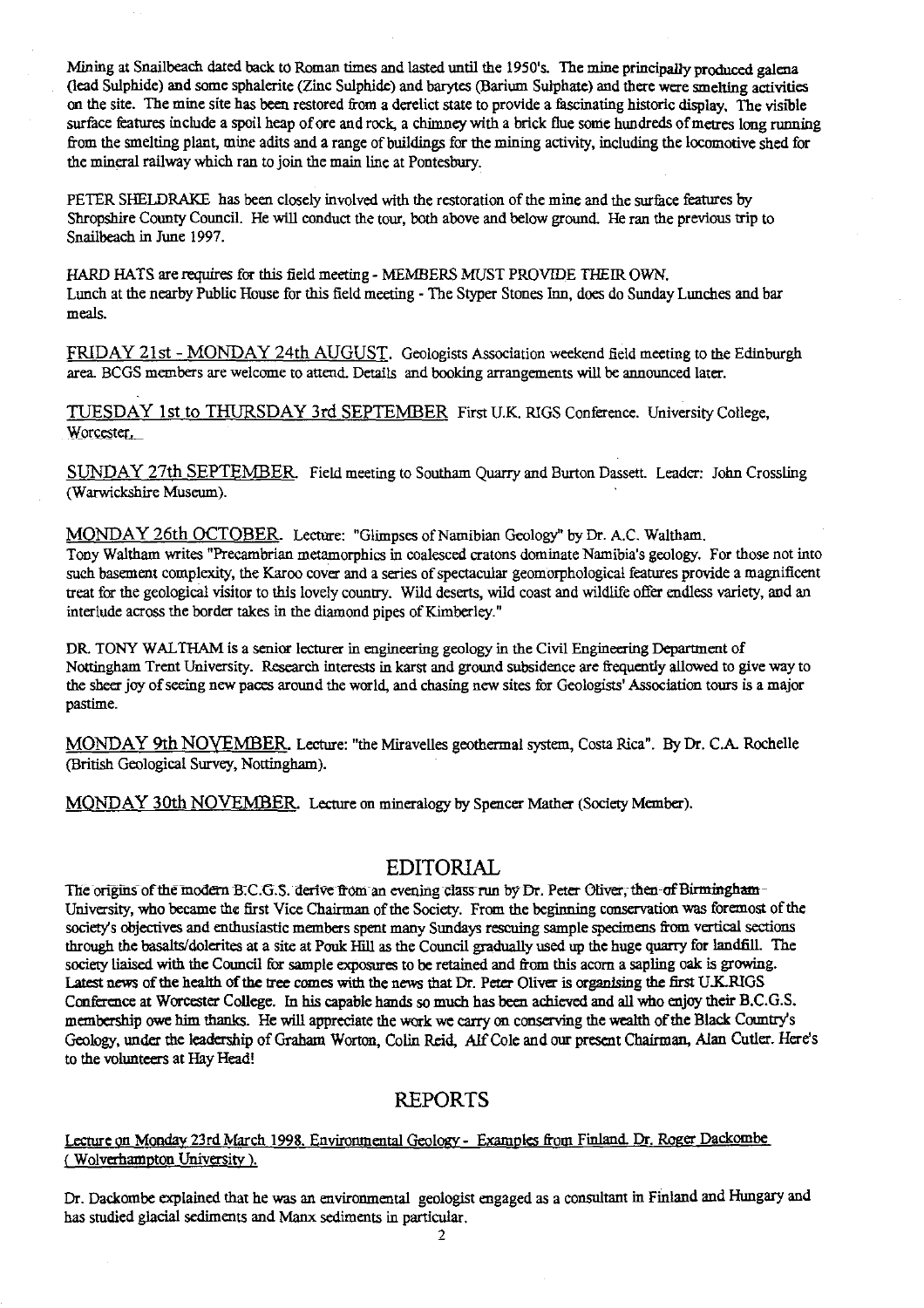Mining at Snailbeach dated back to Roman times and lasted until the 1950's. The mine principally produced galena (lead Sulphide) and some sphalerite (Zinc Sulphide) and barytes (Barium Sulphate) and there were smelting activities on the site. The mine site has been restored from a derelict state to provide a fascinating historic display. The visible surface features include a spoil heap of ore and rock, a chimney with a brick flue some hundreds of metres long running from the smelting plant, mine adits and a range of buildings for the mining activity, including the locomotive shed for the mineral railway which ran to join the main line at Pontesbury.

PETER SHELDRAKE has been closely involved with the restoration of the mine and the surface features by Shropshire County Council. He will conduct the tour, both above and below ground. He ran the previous trip to Snailbeach in June 1997.

HARD HATS are requires for this field meeting - MEMBERS MUST PROVIDE THEIR OWN.
Lunch at the nearby Public House for this field meeting - The Styper Stones Inn, does do Sunday Lunches and bar meals.

FRIDAY 21st - MONDAY 24th AUGUST. Geologists Association weekend field meeting to the Edinburgh area. BCGS members are welcome to attend. Details and booking arrangements will be announced later.

TUESDAY 1st to THURSDAY 3rd SEPTEMBER First U.K. RIGS Conference. University College, Worcester.

SUNDAY 27th SEPTEMBER. Field meeting to Southam Quarry and Burton Dassett. Leader: John Crossling (Warwickshire Museum).

MONDAY 26th OCTOBER. Lecture: "Glimpses of Namibian Geology" by Dr. A.C. Waltham.
Tony Waltham writes "Precambrian metamorphics in coalesced cratons dominate Namibia's geology. For those not into such basement complexity, the Karoo cover and a series of spectacular geomorphological features provide a magnificent treat for the geological visitor to this lovely country. Wild deserts, wild coast and wildlife offer endless variety, and an interlude across the border takes in the diamond pipes of Kimberley."

DR. TONY WALTHAM is a senior lecturer in engineering geology in the Civil Engineering Department of Nottingham Trent University. Research interests in karst and ground subsidence are frequently allowed to give way to the sheer joy of seeing new paces around the world, and chasing new sites for Geologists' Association tours is a major pastime.

MONDAY 9th NOVEMBER. Lecture: "the Miravelles geothermal system, Costa Rica". By Dr. C.A. Rochelle (British Geological Survey, Nottingham).

MONDAY 30th NOVEMBER. Lecture on mineralogy by Spencer Mather (Society Member).

## EDITORIAL

The origins of the modern B.C.G.S. derive from an evening class run by Dr. Peter Oliver, then of Birmingham University, who became the first Vice Chairman of the Society. From the beginning conservation was foremost of the society's objectives and enthusiastic members spent many Sundays rescuing sample specimens from vertical sections through the basalts/dolerites at a site at Pouk Hill as the Council gradually used up the huge quarry for landfill. The society liaised with the Council for sample exposures to be retained and from this acorn a sapling oak is growing. Latest news of the health of the tree comes with the news that Dr. Peter Oliver is organising the first U.K.RIGS Conference at Worcester College. In his capable hands so much has been achieved and all who enjoy their B.C.G.S. membership owe him thanks. He will appreciate the work we carry on conserving the wealth of the Black Country's Geology, under the leadership of Graham Worton, Colin Reid, Alf Cole and our present Chairman, Alan Cutler. Here's to the volunteers at Hay Head!

## REPORTS

Lecture on Monday 23rd March 1998. Environmental Geology - Examples from Finland. Dr. Roger Dackombe ( Wolverhampton University ).

Dr. Dackombe explained that he was an environmental geologist engaged as a consultant in Finland and Hungary and has studied glacial sediments and Manx sediments in particular.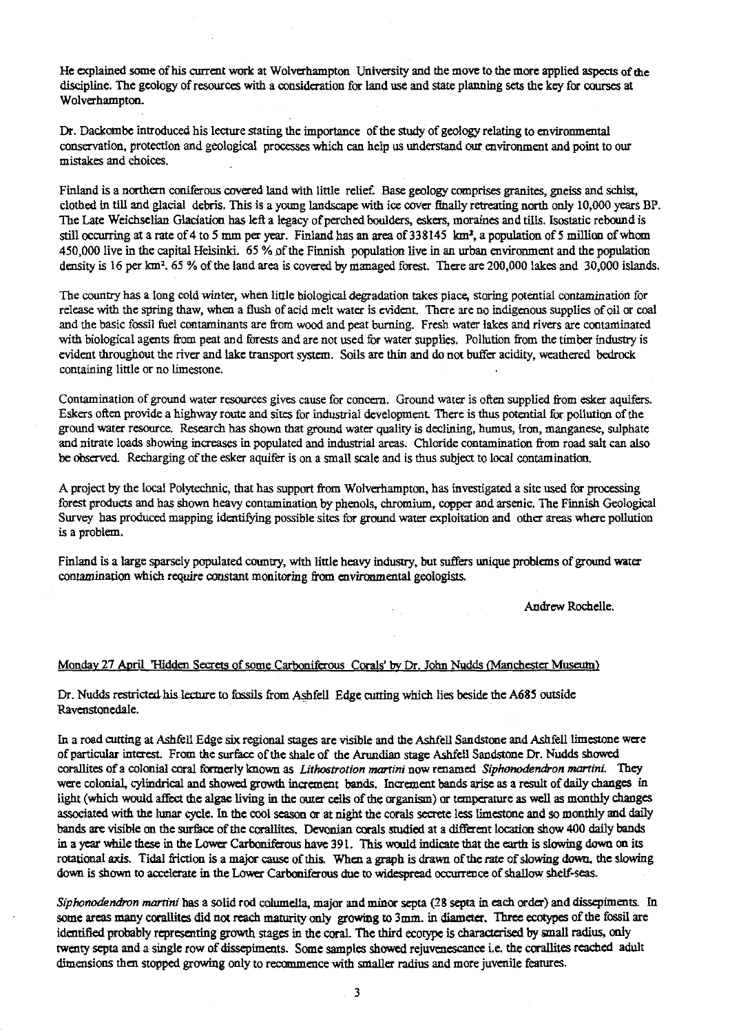He explained some of his current work at Wolverhampton University and the move to the more applied aspects of the discipline. The geology of resources with a consideration for land use and state planning sets the key for courses at Wolverhampton.

Dr. Dackombe introduced his lecture stating the importance of the study of geology relating to environmental conservation, protection and geological processes which can help us understand our environment and point to our mistakes and choices.

Finland is a northern coniferous covered land with little relief. Base geology comprises granites, gneiss and schist, clothed in till and glacial debris. This is a young landscape with ice cover finally retreating north only 10,000 years BP. The Late Weichselian Glaciation has left a legacy of perched boulders, eskers, moraines and tills. Isostatic rebound is still occurring at a rate of 4 to 5 mm per year. Finland has an area of 338145 km², a population of 5 million of whom 450,000 live in the capital Heisinki. 65 % of the Finnish population live in an urban environment and the population density is 16 per km². 65 % of the land area is covered by managed forest. There are 200,000 lakes and 30,000 islands.

The country has a long cold winter, when little biological degradation takes place, storing potential contamination for release with the spring thaw, when a flush of acid melt water is evident. There are no indigenous supplies of oil or coal and the basic fossil fuel contaminants are from wood and peat burning. Fresh water lakes and rivers are contaminated with biological agents from peat and forests and are not used for water supplies. Pollution from the timber industry is evident throughout the river and lake transport system. Soils are thin and do not buffer acidity, weathered bedrock containing little or no limestone.

Contamination of ground water resources gives cause for concern. Ground water is often supplied from esker aquifers. Eskers often provide a highway route and sites for industrial development. There is thus potential for pollution of the ground water resource. Research has shown that ground water quality is declining, humus, iron, manganese, sulphate and nitrate loads showing increases in populated and industrial areas. Chloride contamination from road salt can also be observed. Recharging of the esker aquifer is on a small scale and is thus subject to local contamination.

A project by the local Polytechnic, that has support from Wolverhampton, has investigated a site used for processing forest products and has shown heavy contamination by phenols, chromium, copper and arsenic. The Finnish Geological Survey has produced mapping identifying possible sites for ground water exploitation and other areas where pollution is a problem.

Finland is a large sparsely populated country, with little heavy industry, but suffers unique problems of ground water contamination which require constant monitoring from environmental geologists.

Andrew Rochelle.

Monday 27 April 'Hidden Secrets of some Carboniferous Corals' by Dr. John Nudds (Manchester Museum)

Dr. Nudds restricted his lecture to fossils from Ashfell Edge cutting which lies beside the A685 outside Ravenstonedale.

In a road cutting at Ashfell Edge six regional stages are visible and the Ashfell Sandstone and Ashfell limestone were of particular interest. From the surface of the shale of the Arundian stage Ashfell Sandstone Dr. Nudds showed corallites of a colonial coral formerly known as *Lithostrotion martini* now renamed *Siphonodendron martini*. They were colonial, cylindrical and showed growth increment bands. Increment bands arise as a result of daily changes in light (which would affect the algae living in the outer cells of the organism) or temperature as well as monthly changes associated with the lunar cycle. In the cool season or at night the corals secrete less limestone and so monthly and daily bands are visible on the surface of the corallites. Devonian corals studied at a different location show 400 daily bands in a year while these in the Lower Carboniferous have 391. This would indicate that the earth is slowing down on its rotational axis. Tidal friction is a major cause of this. When a graph is drawn of the rate of slowing down, the slowing down is shown to accelerate in the Lower Carboniferous due to widespread occurrence of shallow shelf-seas.

*Siphonodendron martini* has a solid rod columella, major and minor septa (28 septa in each order) and dissepiments. In some areas many corallites did not reach maturity only growing to 3mm. in diameter. Three ecotypes of the fossil are identified probably representing growth stages in the coral. The third ecotype is characterised by small radius, only twenty septa and a single row of dissepiments. Some samples showed rejuvenescance i.e. the corallites reached adult dimensions then stopped growing only to recommence with smaller radius and more juvenile features.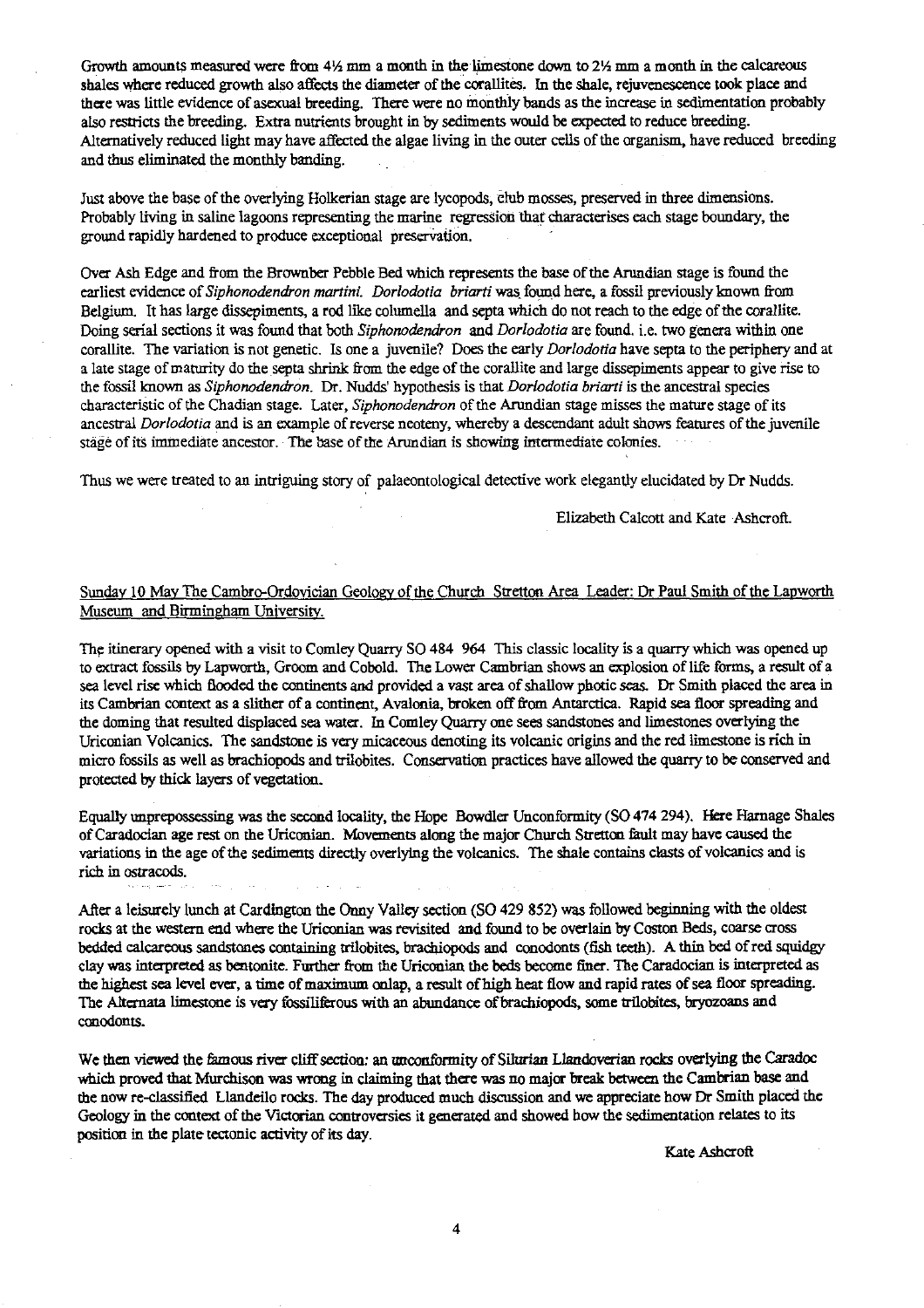Growth amounts measured were from 4½ mm a month in the limestone down to 2½ mm a month in the calcareous shales where reduced growth also affects the diameter of the corallites. In the shale, rejuvenescence took place and there was little evidence of asexual breeding. There were no monthly bands as the increase in sedimentation probably also restricts the breeding. Extra nutrients brought in by sediments would be expected to reduce breeding. Alternatively reduced light may have affected the algae living in the outer cells of the organism, have reduced breeding and thus eliminated the monthly banding.

Just above the base of the overlying Holkerian stage are lycopods, club mosses, preserved in three dimensions. Probably living in saline lagoons representing the marine regression that characterises each stage boundary, the ground rapidly hardened to produce exceptional preservation.

Over Ash Edge and from the Brownber Pebble Bed which represents the base of the Arundian stage is found the earliest evidence of *Siphonodendron martini*. *Dorlodotia briarti* was found here, a fossil previously known from Belgium. It has large dissepiments, a rod like columella and septa which do not reach to the edge of the corallite. Doing serial sections it was found that both *Siphonodendron* and *Dorlodotia* are found. i.e. two genera within one corallite. The variation is not genetic. Is one a juvenile? Does the early *Dorlodotia* have septa to the periphery and at a late stage of maturity do the septa shrink from the edge of the corallite and large dissepiments appear to give rise to the fossil known as *Siphonodendron*. Dr. Nudds' hypothesis is that *Dorlodotia briarti* is the ancestral species characteristic of the Chadian stage. Later, *Siphonodendron* of the Arundian stage misses the mature stage of its ancestral *Dorlodotia* and is an example of reverse neoteny, whereby a descendant adult shows features of the juvenile stage of its immediate ancestor. The base of the Arundian is showing intermediate colonies.

Thus we were treated to an intriguing story of palaeontological detective work elegantly elucidated by Dr Nudds.

Elizabeth Calcott and Kate Ashcroft.

## Sunday 10 May The Cambro-Ordovician Geology of the Church Stretton Area Leader: Dr Paul Smith of the Lapworth Museum and Birmingham University.

The itinerary opened with a visit to Comley Quarry SO 484 964 This classic locality is a quarry which was opened up to extract fossils by Lapworth, Groom and Cobold. The Lower Cambrian shows an explosion of life forms, a result of a sea level rise which flooded the continents and provided a vast area of shallow photic seas. Dr Smith placed the area in its Cambrian context as a slither of a continent, Avalonia, broken off from Antarctica. Rapid sea floor spreading and the doming that resulted displaced sea water. In Comley Quarry one sees sandstones and limestones overlying the Uriconian Volcanics. The sandstone is very micaceous denoting its volcanic origins and the red limestone is rich in micro fossils as well as brachiopods and trilobites. Conservation practices have allowed the quarry to be conserved and protected by thick layers of vegetation.

Equally unprepossessing was the second locality, the Hope Bowdler Unconformity (SO 474 294). Here Harnage Shales of Caradocian age rest on the Uriconian. Movements along the major Church Stretton fault may have caused the variations in the age of the sediments directly overlying the volcanics. The shale contains clasts of volcanics and is rich in ostracods.

After a leisurely lunch at Cardington the Onny Valley section (SO 429 852) was followed beginning with the oldest rocks at the western end where the Uriconian was revisited and found to be overlain by Coston Beds, coarse cross bedded calcareous sandstones containing trilobites, brachiopods and conodonts (fish teeth). A thin bed of red squidgy clay was interpreted as bentonite. Further from the Uriconian the beds become finer. The Caradocian is interpreted as the highest sea level ever, a time of maximum onlap, a result of high heat flow and rapid rates of sea floor spreading. The Alternata limestone is very fossiliferous with an abundance of brachiopods, some trilobites, bryozoans and conodonts.

We then viewed the famous river cliff section: an unconformity of Silurian Llandoverian rocks overlying the Caradoc which proved that Murchison was wrong in claiming that there was no major break between the Cambrian base and the now re-classified Llandeilo rocks. The day produced much discussion and we appreciate how Dr Smith placed the Geology in the context of the Victorian controversies it generated and showed how the sedimentation relates to its position in the plate tectonic activity of its day.

Kate Ashcroft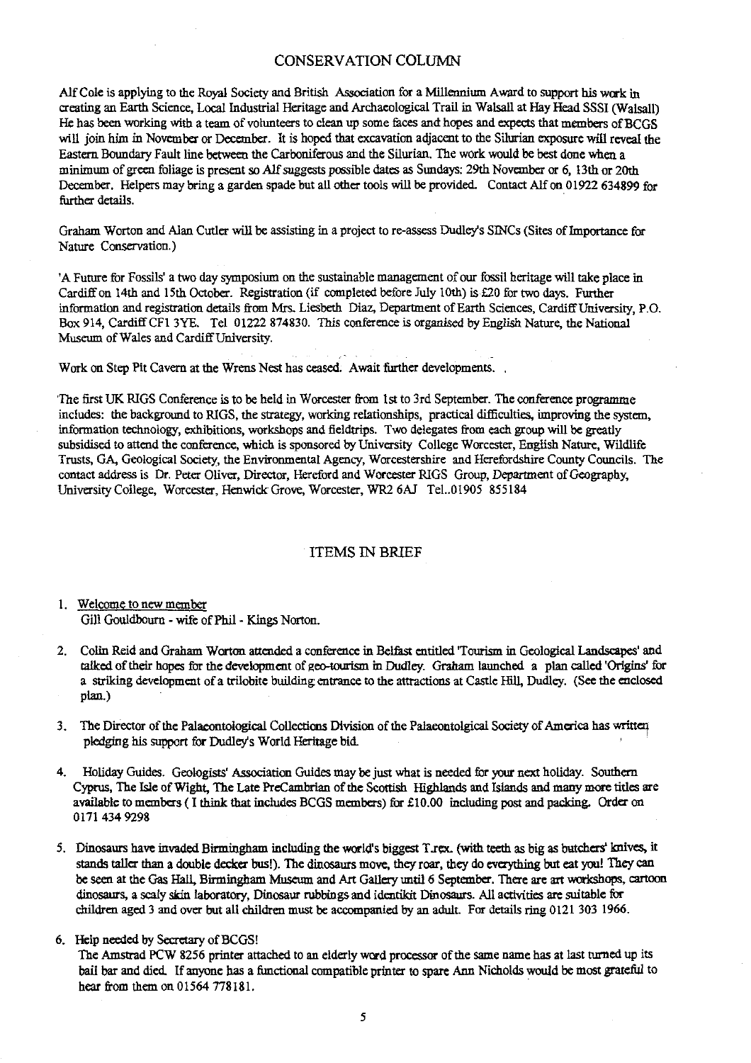## CONSERVATION COLUMN

Alf Cole is applying to the Royal Society and British Association for a Millennium Award to support his work in creating an Earth Science, Local Industrial Heritage and Archaeological Trail in Walsall at Hay Head SSSI (Walsall) He has been working with a team of volunteers to clean up some faces and hopes and expects that members of BCGS will join him in November or December. It is hoped that excavation adjacent to the Silurian exposure will reveal the Eastern Boundary Fault line between the Carboniferous and the Silurian. The work would be best done when a minimum of green foliage is present so Alf suggests possible dates as Sundays: 29th November or 6, 13th or 20th December. Helpers may bring a garden spade but all other tools will be provided. Contact Alf on 01922 634899 for further details.

Graham Worton and Alan Cutler will be assisting in a project to re-assess Dudley's SINCs (Sites of Importance for Nature Conservation.)

'A Future for Fossils' a two day symposium on the sustainable management of our fossil heritage will take place in Cardiff on 14th and 15th October. Registration (if completed before July 10th) is £20 for two days. Further information and registration details from Mrs. Liesbeth Diaz, Department of Earth Sciences, Cardiff University, P.O. Box 914, Cardiff CF1 3YE. Tel 01222 874830. This conference is organised by English Nature, the National Museum of Wales and Cardiff University.

Work on Step Pit Cavern at the Wrens Nest has ceased. Await further developments.

The first UK RIGS Conference is to be held in Worcester from 1st to 3rd September. The conference programme includes: the background to RIGS, the strategy, working relationships, practical difficulties, improving the system, information technology, exhibitions, workshops and fieldtrips. Two delegates from each group will be greatly subsidised to attend the conference, which is sponsored by University College Worcester, English Nature, Wildlife Trusts, GA, Geological Society, the Environmental Agency, Worcestershire and Herefordshire County Councils. The contact address is Dr. Peter Oliver, Director, Hereford and Worcester RIGS Group, Department of Geography, University College, Worcester, Henwick Grove, Worcester, WR2 6AJ Tel..01905 855184

## ITEMS IN BRIEF

1. Welcome to new member
   Gill Gouldbourn - wife of Phil - Kings Norton.

2. Colin Reid and Graham Worton attended a conference in Belfast entitled 'Tourism in Geological Landscapes' and talked of their hopes for the development of geo-tourism in Dudley. Graham launched a plan called 'Origins' for a striking development of a trilobite building entrance to the attractions at Castle Hill, Dudley. (See the enclosed plan.)

3. The Director of the Palaeontological Collections Division of the Palaeontolgical Society of America has written pledging his support for Dudley's World Heritage bid.

4. Holiday Guides. Geologists' Association Guides may be just what is needed for your next holiday. Southern Cyprus, The Isle of Wight, The Late PreCambrian of the Scottish Highlands and Islands and many more titles are available to members ( I think that includes BCGS members) for £10.00 including post and packing. Order on 0171 434 9298

5. Dinosaurs have invaded Birmingham including the world's biggest T.rex. (with teeth as big as butchers' knives, it stands taller than a double decker bus!). The dinosaurs move, they roar, they do everything but eat you! They can be seen at the Gas Hall, Birmingham Museum and Art Gallery until 6 September. There are art workshops, cartoon dinosaurs, a scaly skin laboratory, Dinosaur rubbings and identikit Dinosaurs. All activities are suitable for children aged 3 and over but all children must be accompanied by an adult. For details ring 0121 303 1966.

6. Help needed by Secretary of BCGS!
   The Amstrad PCW 8256 printer attached to an elderly word processor of the same name has at last turned up its bail bar and died. If anyone has a functional compatible printer to spare Ann Nicholds would be most grateful to hear from them on 01564 778181.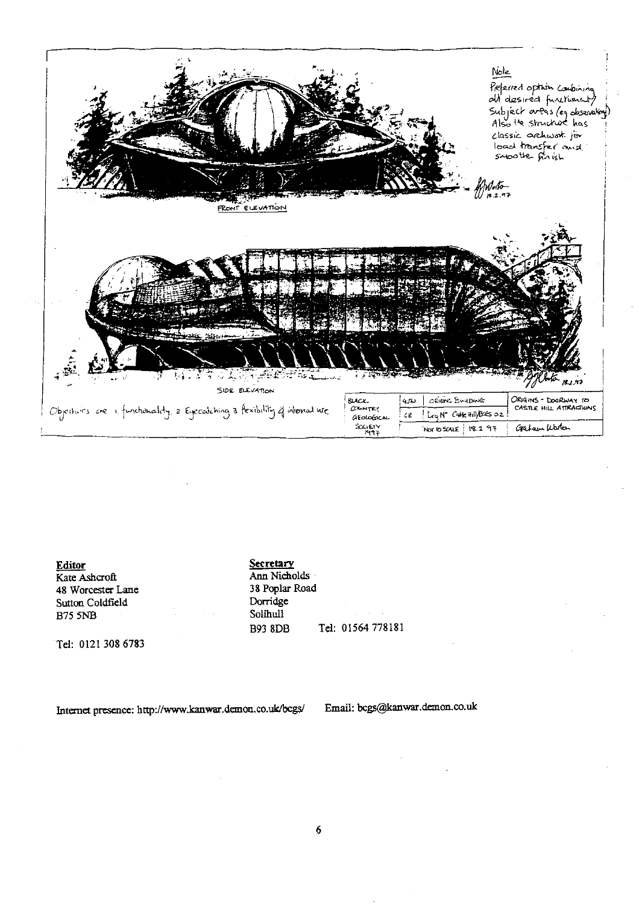Note
Preferred option combining all desired functional/ Subject areas (eg observatory) Also the structure has classic archwork for load transfer and smooth finish

FRONT ELEVATION

SIDE ELEVATION

Objectives are 1 functionality 2 Eyecatching 3 flexibility of internal use

| | | | |
|---|---|---|---|
| BLACK COUNTRY GEOLOGICAL SOCIETY 1997 | GJW | ORIGINS BUILDING | ORIGINS - DOORWAY TO CASTLE HILL ATTRACTIONS |
| | CE | Leg N° CastleHill/BCGS 02 | |
| | | NOT TO SCALE 18.2.97 | Graham Worton |

**Editor**
Kate Ashcroft
48 Worcester Lane
Sutton Coldfield
B75 5NB

Tel: 0121 308 6783

**Secretary**
Ann Nicholds
38 Poplar Road
Dorridge
Solihull
B93 8DB Tel: 01564 778181

Internet presence: http://www.kanwar.demon.co.uk/bcgs/ Email: bcgs@kanwar.demon.co.uk